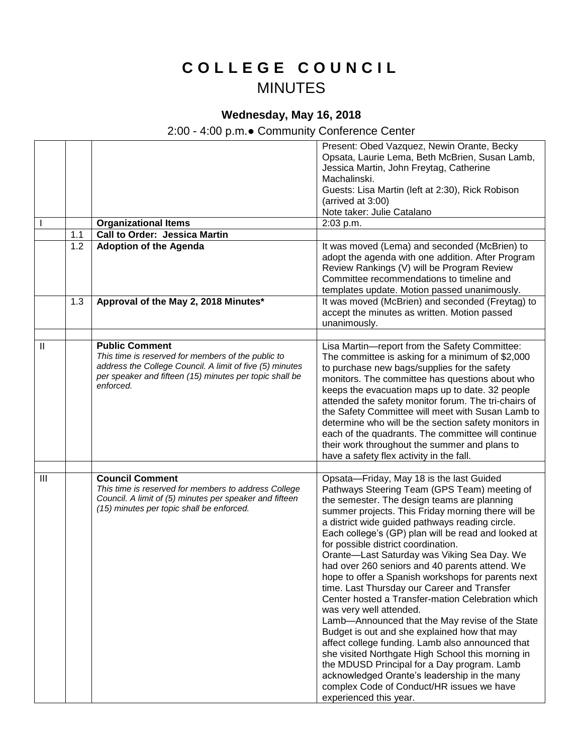# COLLEGE COUNCIL

## MINUTES

### Wednesday, May 16, 2018

2:00 - 4:00 p.m.● Community Conference Center

| | | | |
|---|---|---|---|
| | | | Present: Obed Vazquez, Newin Orante, Becky Opsata, Laurie Lema, Beth McBrien, Susan Lamb, Jessica Martin, John Freytag, Catherine Machalinski.<br>Guests: Lisa Martin (left at 2:30), Rick Robison (arrived at 3:00)<br>Note taker: Julie Catalano |
| I | | **Organizational Items** | 2:03 p.m. |
| | 1.1 | **Call to Order: Jessica Martin** | |
| | 1.2 | **Adoption of the Agenda** | It was moved (Lema) and seconded (McBrien) to adopt the agenda with one addition. After Program Review Rankings (V) will be Program Review Committee recommendations to timeline and templates update. Motion passed unanimously. |
| | 1.3 | **Approval of the May 2, 2018 Minutes*** | It was moved (McBrien) and seconded (Freytag) to accept the minutes as written. Motion passed unanimously. |
| | | | |
| II | | **Public Comment**<br>*This time is reserved for members of the public to address the College Council. A limit of five (5) minutes per speaker and fifteen (15) minutes per topic shall be enforced.* | Lisa Martin—report from the Safety Committee: The committee is asking for a minimum of $2,000 to purchase new bags/supplies for the safety monitors. The committee has questions about who keeps the evacuation maps up to date. 32 people attended the safety monitor forum. The tri-chairs of the Safety Committee will meet with Susan Lamb to determine who will be the section safety monitors in each of the quadrants. The committee will continue their work throughout the summer and plans to have a safety flex activity in the fall. |
| | | | |
| III | | **Council Comment**<br>*This time is reserved for members to address College Council. A limit of (5) minutes per speaker and fifteen (15) minutes per topic shall be enforced.* | Opsata—Friday, May 18 is the last Guided Pathways Steering Team (GPS Team) meeting of the semester. The design teams are planning summer projects. This Friday morning there will be a district wide guided pathways reading circle. Each college's (GP) plan will be read and looked at for possible district coordination.<br>Orante—Last Saturday was Viking Sea Day. We had over 260 seniors and 40 parents attend. We hope to offer a Spanish workshops for parents next time. Last Thursday our Career and Transfer Center hosted a Transfer-mation Celebration which was very well attended.<br>Lamb—Announced that the May revise of the State Budget is out and she explained how that may affect college funding. Lamb also announced that she visited Northgate High School this morning in the MDUSD Principal for a Day program. Lamb acknowledged Orante's leadership in the many complex Code of Conduct/HR issues we have experienced this year. |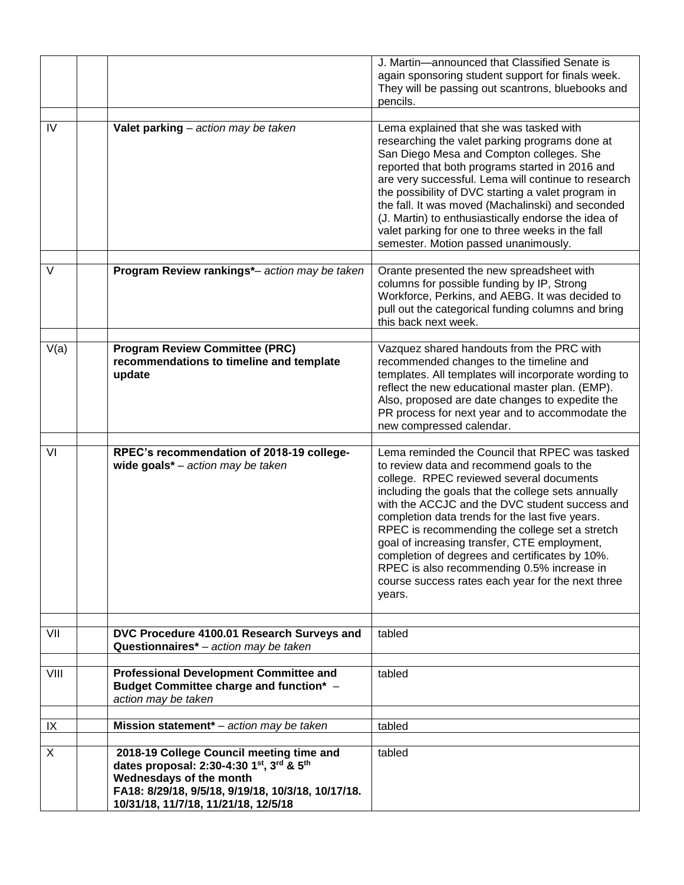| | | | |
|---|---|---|---|
| | | | J. Martin—announced that Classified Senate is again sponsoring student support for finals week. They will be passing out scantrons, bluebooks and pencils. |
| | | | |
| IV | | **Valet parking** – *action may be taken* | Lema explained that she was tasked with researching the valet parking programs done at San Diego Mesa and Compton colleges. She reported that both programs started in 2016 and are very successful. Lema will continue to research the possibility of DVC starting a valet program in the fall. It was moved (Machalinski) and seconded (J. Martin) to enthusiastically endorse the idea of valet parking for one to three weeks in the fall semester. Motion passed unanimously. |
| | | | |
| V | | **Program Review rankings***– *action may be taken* | Orante presented the new spreadsheet with columns for possible funding by IP, Strong Workforce, Perkins, and AEBG. It was decided to pull out the categorical funding columns and bring this back next week. |
| | | | |
| V(a) | | **Program Review Committee (PRC) recommendations to timeline and template update** | Vazquez shared handouts from the PRC with recommended changes to the timeline and templates. All templates will incorporate wording to reflect the new educational master plan. (EMP). Also, proposed are date changes to expedite the PR process for next year and to accommodate the new compressed calendar. |
| | | | |
| VI | | **RPEC's recommendation of 2018-19 college-wide goals*** – *action may be taken* | Lema reminded the Council that RPEC was tasked to review data and recommend goals to the college. RPEC reviewed several documents including the goals that the college sets annually with the ACCJC and the DVC student success and completion data trends for the last five years. RPEC is recommending the college set a stretch goal of increasing transfer, CTE employment, completion of degrees and certificates by 10%. RPEC is also recommending 0.5% increase in course success rates each year for the next three years. |
| | | | |
| VII | | **DVC Procedure 4100.01 Research Surveys and Questionnaires*** – *action may be taken* | tabled |
| | | | |
| VIII | | **Professional Development Committee and Budget Committee charge and function*** – *action may be taken* | tabled |
| | | | |
| IX | | **Mission statement*** – *action may be taken* | tabled |
| | | | |
| X | | **2018-19 College Council meeting time and dates proposal: 2:30-4:30 1st, 3rd & 5th Wednesdays of the month FA18: 8/29/18, 9/5/18, 9/19/18, 10/3/18, 10/17/18. 10/31/18, 11/7/18, 11/21/18, 12/5/18** | tabled |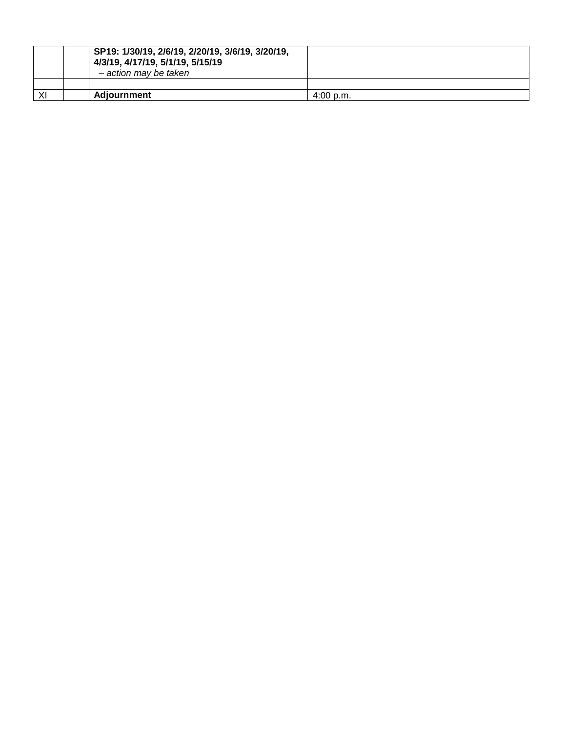| | | | |
|---|---|---|---|
| | | **SP19: 1/30/19, 2/6/19, 2/20/19, 3/6/19, 3/20/19, 4/3/19, 4/17/19, 5/1/19, 5/15/19** *– action may be taken* | |
| | | | |
| XI | | **Adjournment** | 4:00 p.m. |